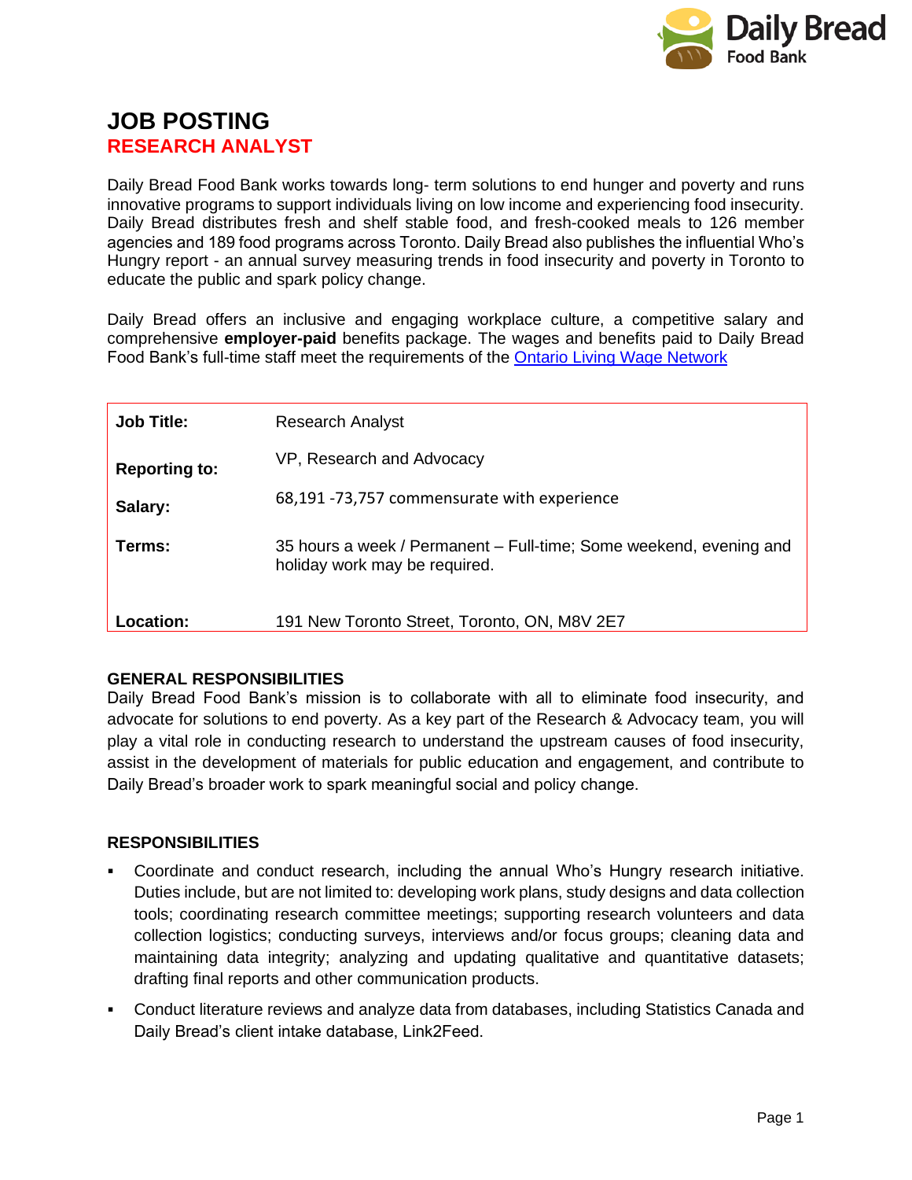# JOB POSTING

## RESEARCH ANALYST

Daily Bread Food Bank works towards long- term solutions to end hunger and poverty and runs innovative programs to support individuals living on low income and experiencing food insecurity. Daily Bread distributes fresh and shelf stable food, and fresh-cooked meals to 126 member agencies and 189 food programs across Toronto. Daily Bread also publishes the influential Who's Hungry report - an annual survey measuring trends in food insecurity and poverty in Toronto to educate the public and spark policy change.

Daily Bread offers an inclusive and engaging workplace culture, a competitive salary and comprehensive **employer-paid** benefits package. The wages and benefits paid to Daily Bread Food Bank's full-time staff meet the requirements of the Ontario Living Wage Network

| | |
|---|---|
| **Job Title:** | Research Analyst |
| **Reporting to:** | VP, Research and Advocacy |
| **Salary:** | 68,191 -73,757 commensurate with experience |
| **Terms:** | 35 hours a week / Permanent – Full-time; Some weekend, evening and holiday work may be required. |
| **Location:** | 191 New Toronto Street, Toronto, ON, M8V 2E7 |

### GENERAL RESPONSIBILITIES

Daily Bread Food Bank's mission is to collaborate with all to eliminate food insecurity, and advocate for solutions to end poverty. As a key part of the Research & Advocacy team, you will play a vital role in conducting research to understand the upstream causes of food insecurity, assist in the development of materials for public education and engagement, and contribute to Daily Bread's broader work to spark meaningful social and policy change.

### RESPONSIBILITIES

- Coordinate and conduct research, including the annual Who's Hungry research initiative. Duties include, but are not limited to: developing work plans, study designs and data collection tools; coordinating research committee meetings; supporting research volunteers and data collection logistics; conducting surveys, interviews and/or focus groups; cleaning data and maintaining data integrity; analyzing and updating qualitative and quantitative datasets; drafting final reports and other communication products.
- Conduct literature reviews and analyze data from databases, including Statistics Canada and Daily Bread's client intake database, Link2Feed.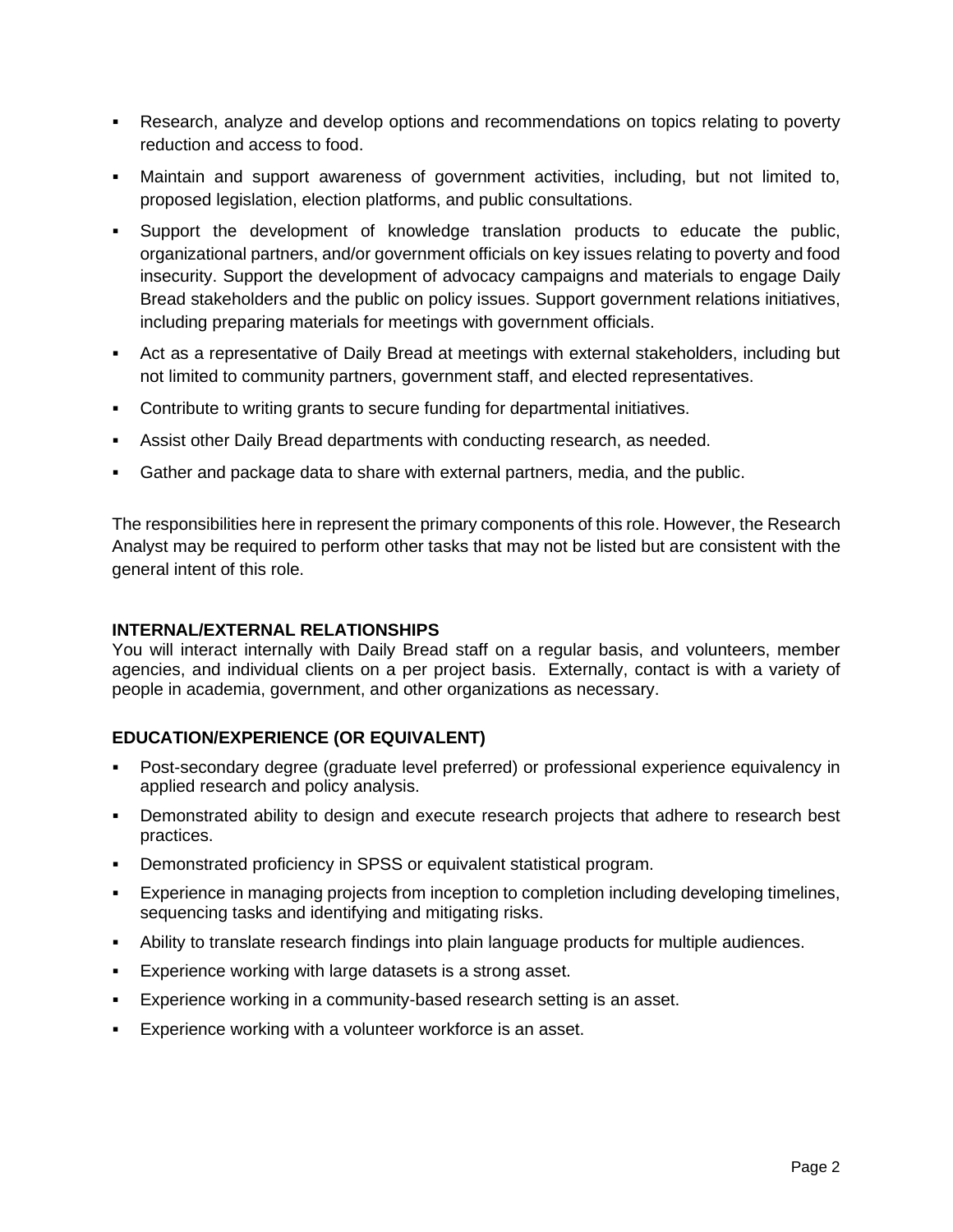- Research, analyze and develop options and recommendations on topics relating to poverty reduction and access to food.
- Maintain and support awareness of government activities, including, but not limited to, proposed legislation, election platforms, and public consultations.
- Support the development of knowledge translation products to educate the public, organizational partners, and/or government officials on key issues relating to poverty and food insecurity. Support the development of advocacy campaigns and materials to engage Daily Bread stakeholders and the public on policy issues. Support government relations initiatives, including preparing materials for meetings with government officials.
- Act as a representative of Daily Bread at meetings with external stakeholders, including but not limited to community partners, government staff, and elected representatives.
- Contribute to writing grants to secure funding for departmental initiatives.
- Assist other Daily Bread departments with conducting research, as needed.
- Gather and package data to share with external partners, media, and the public.

The responsibilities here in represent the primary components of this role. However, the Research Analyst may be required to perform other tasks that may not be listed but are consistent with the general intent of this role.

**INTERNAL/EXTERNAL RELATIONSHIPS**

You will interact internally with Daily Bread staff on a regular basis, and volunteers, member agencies, and individual clients on a per project basis. Externally, contact is with a variety of people in academia, government, and other organizations as necessary.

**EDUCATION/EXPERIENCE (OR EQUIVALENT)**

- Post-secondary degree (graduate level preferred) or professional experience equivalency in applied research and policy analysis.
- Demonstrated ability to design and execute research projects that adhere to research best practices.
- Demonstrated proficiency in SPSS or equivalent statistical program.
- Experience in managing projects from inception to completion including developing timelines, sequencing tasks and identifying and mitigating risks.
- Ability to translate research findings into plain language products for multiple audiences.
- Experience working with large datasets is a strong asset.
- Experience working in a community-based research setting is an asset.
- Experience working with a volunteer workforce is an asset.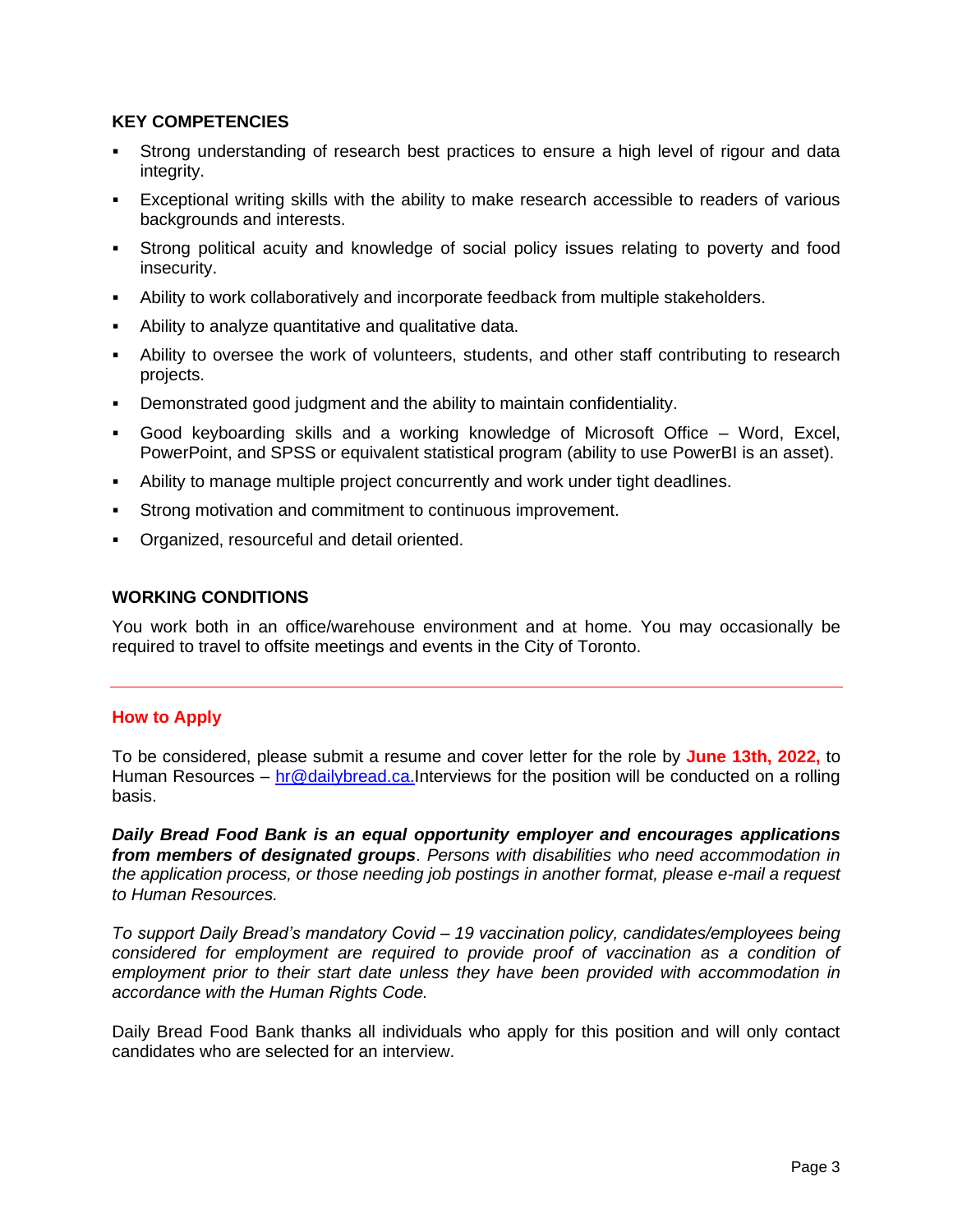### KEY COMPETENCIES

- Strong understanding of research best practices to ensure a high level of rigour and data integrity.
- Exceptional writing skills with the ability to make research accessible to readers of various backgrounds and interests.
- Strong political acuity and knowledge of social policy issues relating to poverty and food insecurity.
- Ability to work collaboratively and incorporate feedback from multiple stakeholders.
- Ability to analyze quantitative and qualitative data.
- Ability to oversee the work of volunteers, students, and other staff contributing to research projects.
- Demonstrated good judgment and the ability to maintain confidentiality.
- Good keyboarding skills and a working knowledge of Microsoft Office – Word, Excel, PowerPoint, and SPSS or equivalent statistical program (ability to use PowerBI is an asset).
- Ability to manage multiple project concurrently and work under tight deadlines.
- Strong motivation and commitment to continuous improvement.
- Organized, resourceful and detail oriented.

### WORKING CONDITIONS

You work both in an office/warehouse environment and at home. You may occasionally be required to travel to offsite meetings and events in the City of Toronto.

---

### How to Apply

To be considered, please submit a resume and cover letter for the role by **June 13th, 2022,** to Human Resources – hr@dailybread.ca.Interviews for the position will be conducted on a rolling basis.

***Daily Bread Food Bank is an equal opportunity employer and encourages applications from members of designated groups****. Persons with disabilities who need accommodation in the application process, or those needing job postings in another format, please e-mail a request to Human Resources.*

*To support Daily Bread's mandatory Covid – 19 vaccination policy, candidates/employees being considered for employment are required to provide proof of vaccination as a condition of employment prior to their start date unless they have been provided with accommodation in accordance with the Human Rights Code.*

Daily Bread Food Bank thanks all individuals who apply for this position and will only contact candidates who are selected for an interview.